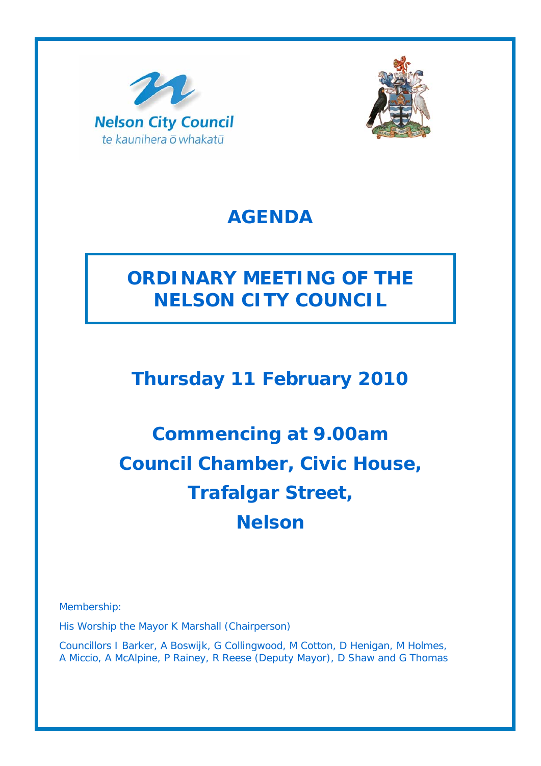Nelson City Council
te kaunihera ō whakatū

# AGENDA

## ORDINARY MEETING OF THE NELSON CITY COUNCIL

## Thursday 11 February 2010

## Commencing at 9.00am
## Council Chamber, Civic House, Trafalgar Street, Nelson

Membership:

His Worship the Mayor K Marshall (Chairperson)

Councillors I Barker, A Boswijk, G Collingwood, M Cotton, D Henigan, M Holmes, A Miccio, A McAlpine, P Rainey, R Reese (Deputy Mayor), D Shaw and G Thomas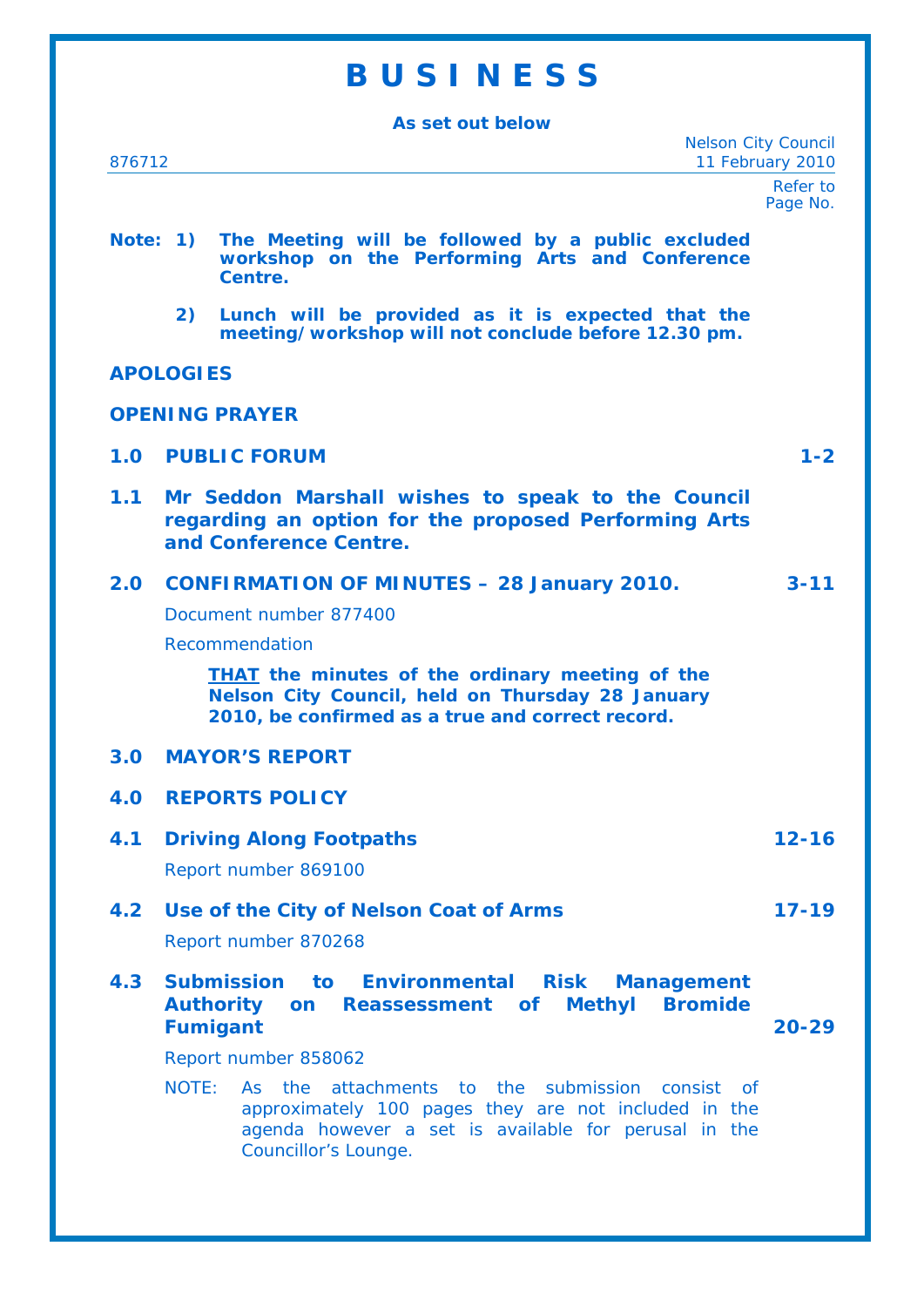# B U S I N E S S

**As set out below**

876712

Nelson City Council
11 February 2010

Refer to Page No.

**Note: 1) The Meeting will be followed by a public excluded workshop on the Performing Arts and Conference Centre.**

**2) Lunch will be provided as it is expected that the meeting/workshop will not conclude before 12.30 pm.**

**APOLOGIES**

**OPENING PRAYER**

**1.0 PUBLIC FORUM** 1-2

**1.1 Mr Seddon Marshall wishes to speak to the Council regarding an option for the proposed Performing Arts and Conference Centre.**

**2.0 CONFIRMATION OF MINUTES – 28 January 2010.** 3-11

Document number 877400

Recommendation

> **<u>THAT</u> the minutes of the ordinary meeting of the Nelson City Council, held on Thursday 28 January 2010, be confirmed as a true and correct record.**

**3.0 MAYOR'S REPORT**

**4.0 REPORTS POLICY**

**4.1 Driving Along Footpaths** 12-16

Report number 869100

**4.2 Use of the City of Nelson Coat of Arms** 17-19

Report number 870268

**4.3 Submission to Environmental Risk Management Authority on Reassessment of Methyl Bromide Fumigant** 20-29

Report number 858062

NOTE: As the attachments to the submission consist of approximately 100 pages they are not included in the agenda however a set is available for perusal in the Councillor's Lounge.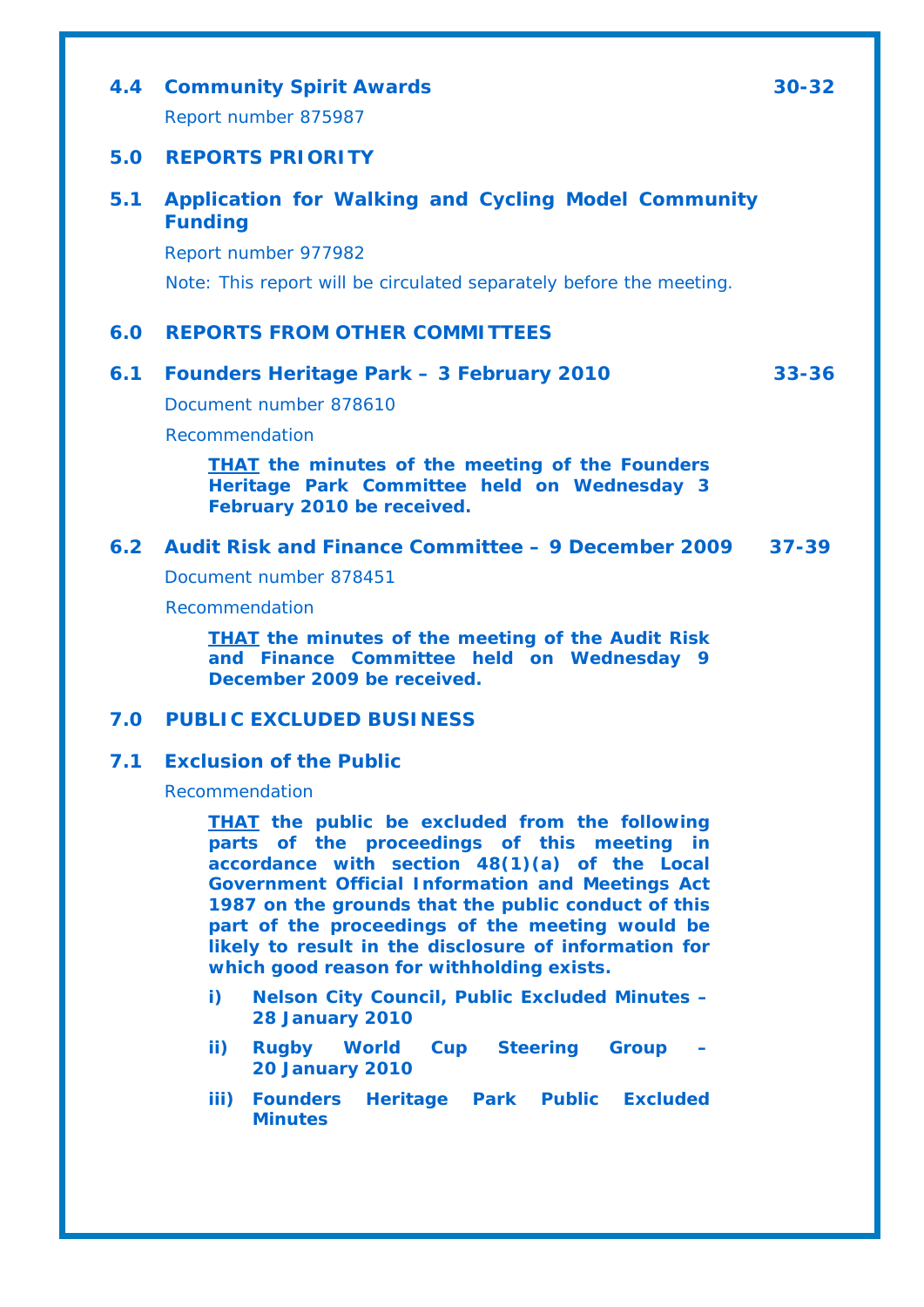### 4.4 Community Spirit Awards 30-32

Report number 875987

## 5.0 REPORTS PRIORITY

### 5.1 Application for Walking and Cycling Model Community Funding

Report number 977982

Note: This report will be circulated separately before the meeting.

## 6.0 REPORTS FROM OTHER COMMITTEES

### 6.1 Founders Heritage Park – 3 February 2010 33-36

Document number 878610

Recommendation

> **<u>THAT</u> the minutes of the meeting of the Founders Heritage Park Committee held on Wednesday 3 February 2010 be received.**

### 6.2 Audit Risk and Finance Committee – 9 December 2009 37-39

Document number 878451

Recommendation

> **<u>THAT</u> the minutes of the meeting of the Audit Risk and Finance Committee held on Wednesday 9 December 2009 be received.**

## 7.0 PUBLIC EXCLUDED BUSINESS

### 7.1 Exclusion of the Public

Recommendation

> **<u>THAT</u> the public be excluded from the following parts of the proceedings of this meeting in accordance with section 48(1)(a) of the Local Government Official Information and Meetings Act 1987 on the grounds that the public conduct of this part of the proceedings of the meeting would be likely to result in the disclosure of information for which good reason for withholding exists.**
>
> **i) Nelson City Council, Public Excluded Minutes – 28 January 2010**
>
> **ii) Rugby World Cup Steering Group – 20 January 2010**
>
> **iii) Founders Heritage Park Public Excluded Minutes**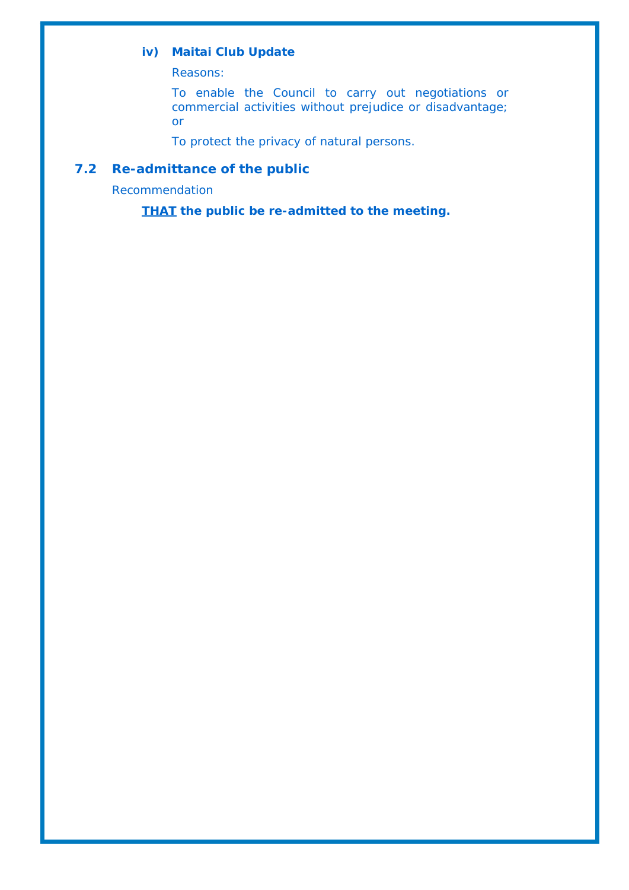**iv) Maitai Club Update**

Reasons:

To enable the Council to carry out negotiations or commercial activities without prejudice or disadvantage; or

To protect the privacy of natural persons.

## 7.2 Re-admittance of the public

Recommendation

**THAT the public be re-admitted to the meeting.**